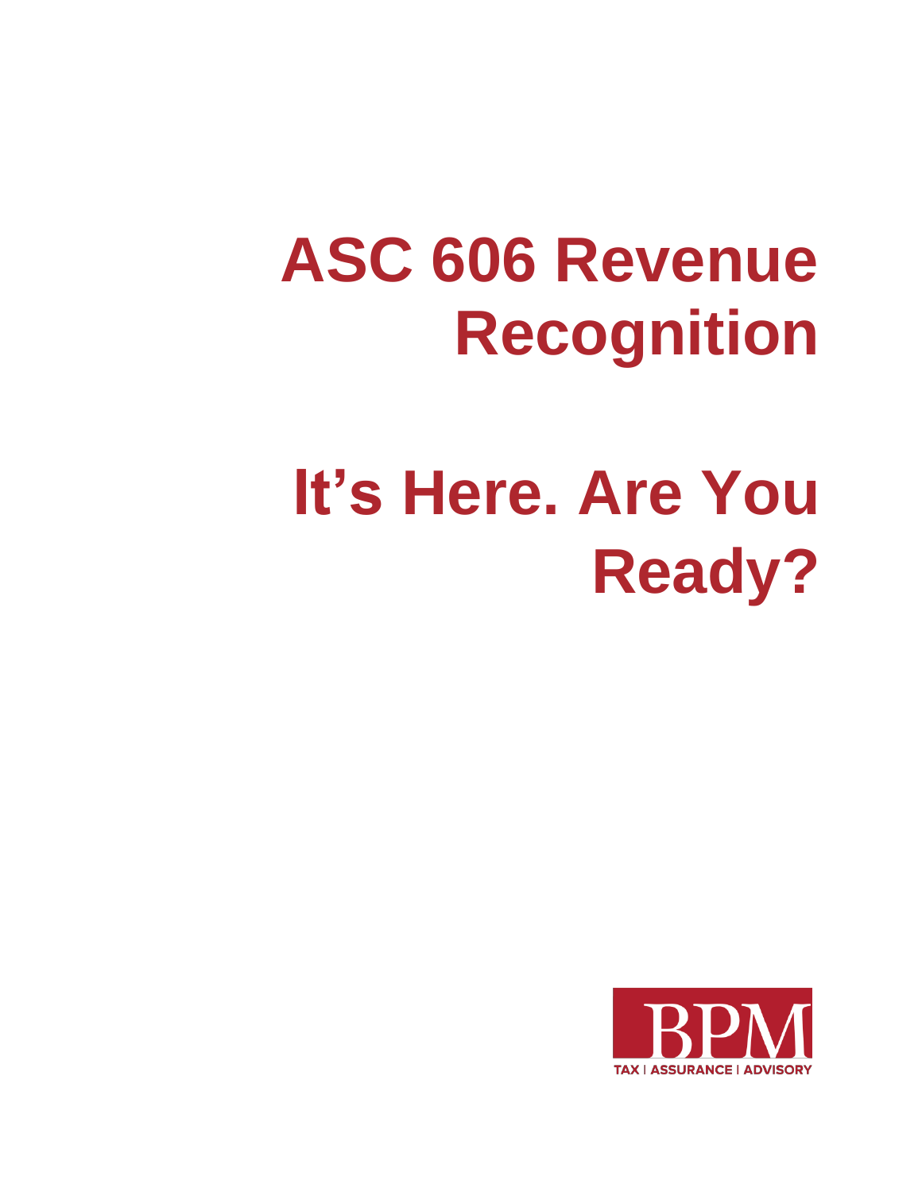# ASC 606 Revenue Recognition

# It's Here. Are You Ready?

BPM

TAX | ASSURANCE | ADVISORY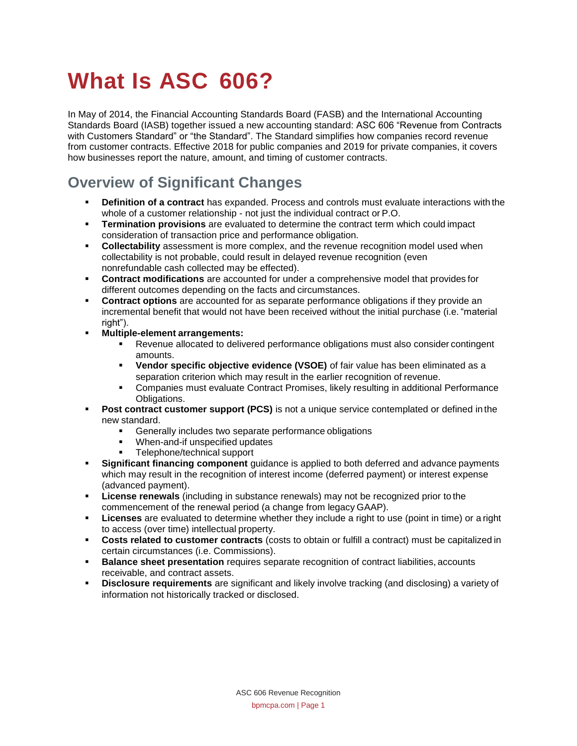# What Is ASC 606?

In May of 2014, the Financial Accounting Standards Board (FASB) and the International Accounting Standards Board (IASB) together issued a new accounting standard: ASC 606 "Revenue from Contracts with Customers Standard" or "the Standard". The Standard simplifies how companies record revenue from customer contracts. Effective 2018 for public companies and 2019 for private companies, it covers how businesses report the nature, amount, and timing of customer contracts.

## Overview of Significant Changes

- **Definition of a contract** has expanded. Process and controls must evaluate interactions with the whole of a customer relationship - not just the individual contract or P.O.
- **Termination provisions** are evaluated to determine the contract term which could impact consideration of transaction price and performance obligation.
- **Collectability** assessment is more complex, and the revenue recognition model used when collectability is not probable, could result in delayed revenue recognition (even nonrefundable cash collected may be effected).
- **Contract modifications** are accounted for under a comprehensive model that provides for different outcomes depending on the facts and circumstances.
- **Contract options** are accounted for as separate performance obligations if they provide an incremental benefit that would not have been received without the initial purchase (i.e. "material right").
- **Multiple-element arrangements:**
  - Revenue allocated to delivered performance obligations must also consider contingent amounts.
  - **Vendor specific objective evidence (VSOE)** of fair value has been eliminated as a separation criterion which may result in the earlier recognition of revenue.
  - Companies must evaluate Contract Promises, likely resulting in additional Performance Obligations.
- **Post contract customer support (PCS)** is not a unique service contemplated or defined in the new standard.
  - Generally includes two separate performance obligations
  - When-and-if unspecified updates
  - Telephone/technical support
- **Significant financing component** guidance is applied to both deferred and advance payments which may result in the recognition of interest income (deferred payment) or interest expense (advanced payment).
- **License renewals** (including in substance renewals) may not be recognized prior to the commencement of the renewal period (a change from legacy GAAP).
- **Licenses** are evaluated to determine whether they include a right to use (point in time) or a right to access (over time) intellectual property.
- **Costs related to customer contracts** (costs to obtain or fulfill a contract) must be capitalized in certain circumstances (i.e. Commissions).
- **Balance sheet presentation** requires separate recognition of contract liabilities, accounts receivable, and contract assets.
- **Disclosure requirements** are significant and likely involve tracking (and disclosing) a variety of information not historically tracked or disclosed.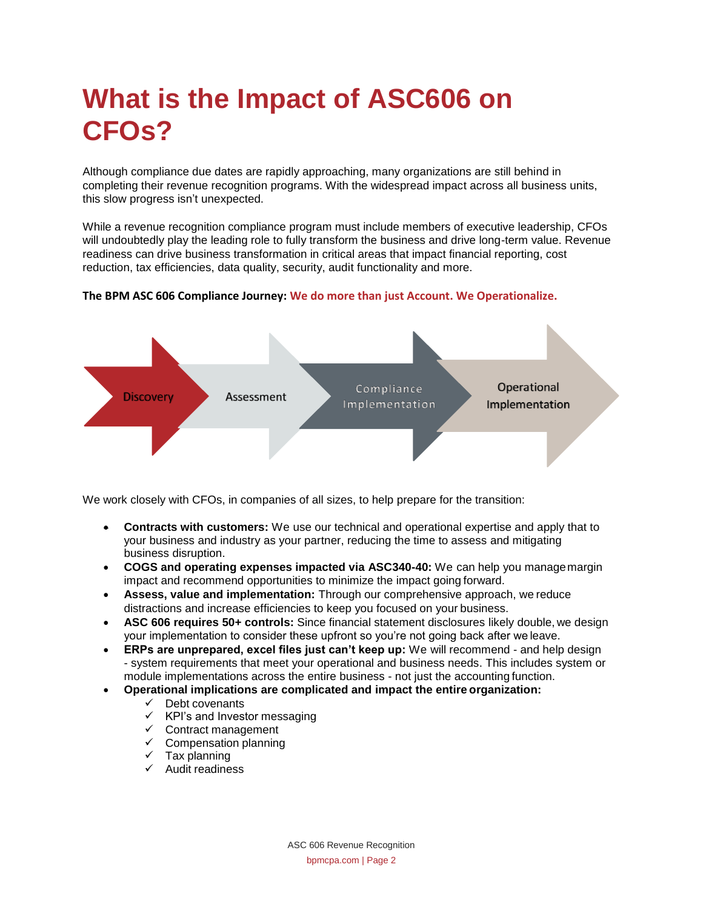# What is the Impact of ASC606 on CFOs?

Although compliance due dates are rapidly approaching, many organizations are still behind in completing their revenue recognition programs. With the widespread impact across all business units, this slow progress isn't unexpected.

While a revenue recognition compliance program must include members of executive leadership, CFOs will undoubtedly play the leading role to fully transform the business and drive long-term value. Revenue readiness can drive business transformation in critical areas that impact financial reporting, cost reduction, tax efficiencies, data quality, security, audit functionality and more.

**The BPM ASC 606 Compliance Journey: We do more than just Account. We Operationalize.**

Discovery → Assessment → Compliance Implementation → Operational Implementation

We work closely with CFOs, in companies of all sizes, to help prepare for the transition:

- **Contracts with customers:** We use our technical and operational expertise and apply that to your business and industry as your partner, reducing the time to assess and mitigating business disruption.
- **COGS and operating expenses impacted via ASC340-40:** We can help you manage margin impact and recommend opportunities to minimize the impact going forward.
- **Assess, value and implementation:** Through our comprehensive approach, we reduce distractions and increase efficiencies to keep you focused on your business.
- **ASC 606 requires 50+ controls:** Since financial statement disclosures likely double, we design your implementation to consider these upfront so you're not going back after we leave.
- **ERPs are unprepared, excel files just can't keep up:** We will recommend - and help design - system requirements that meet your operational and business needs. This includes system or module implementations across the entire business - not just the accounting function.
- **Operational implications are complicated and impact the entire organization:**
  - ✓ Debt covenants
  - ✓ KPI's and Investor messaging
  - ✓ Contract management
  - ✓ Compensation planning
  - ✓ Tax planning
  - ✓ Audit readiness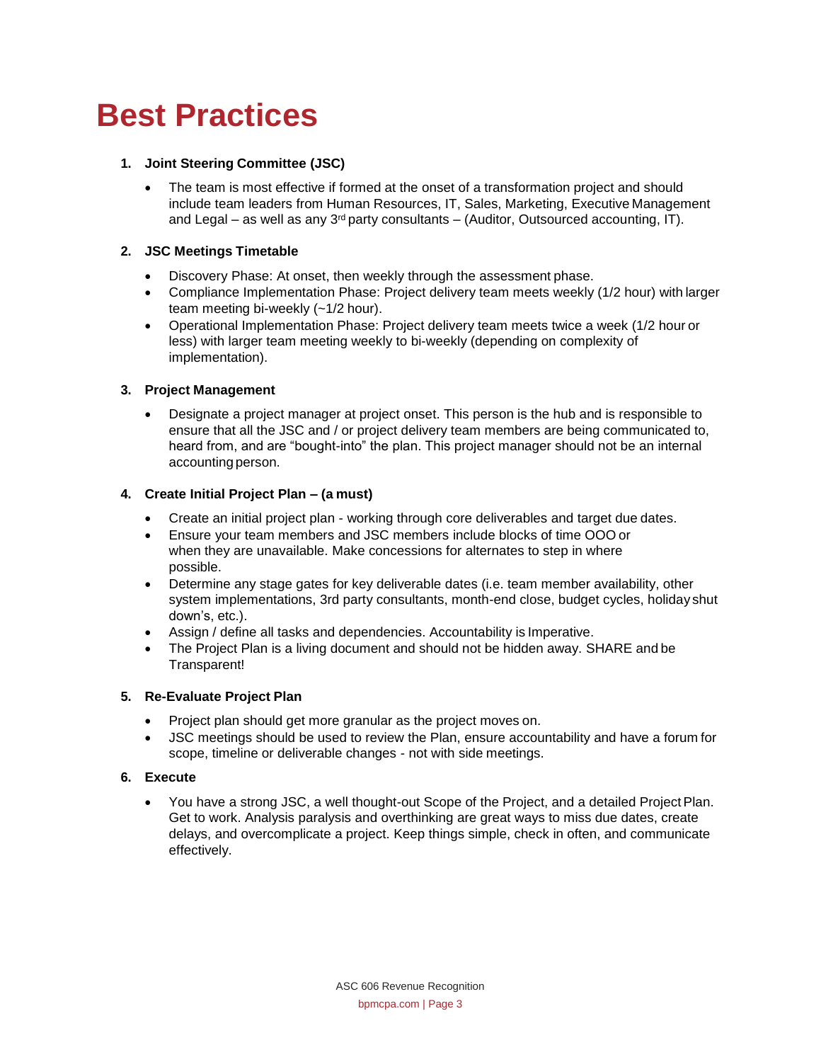# Best Practices

1. **Joint Steering Committee (JSC)**

   - The team is most effective if formed at the onset of a transformation project and should include team leaders from Human Resources, IT, Sales, Marketing, Executive Management and Legal – as well as any 3rd party consultants – (Auditor, Outsourced accounting, IT).

2. **JSC Meetings Timetable**

   - Discovery Phase: At onset, then weekly through the assessment phase.
   - Compliance Implementation Phase: Project delivery team meets weekly (1/2 hour) with larger team meeting bi-weekly (~1/2 hour).
   - Operational Implementation Phase: Project delivery team meets twice a week (1/2 hour or less) with larger team meeting weekly to bi-weekly (depending on complexity of implementation).

3. **Project Management**

   - Designate a project manager at project onset. This person is the hub and is responsible to ensure that all the JSC and / or project delivery team members are being communicated to, heard from, and are "bought-into" the plan. This project manager should not be an internal accounting person.

4. **Create Initial Project Plan – (a must)**

   - Create an initial project plan - working through core deliverables and target due dates.
   - Ensure your team members and JSC members include blocks of time OOO or when they are unavailable. Make concessions for alternates to step in where possible.
   - Determine any stage gates for key deliverable dates (i.e. team member availability, other system implementations, 3rd party consultants, month-end close, budget cycles, holiday shut down's, etc.).
   - Assign / define all tasks and dependencies. Accountability is Imperative.
   - The Project Plan is a living document and should not be hidden away. SHARE and be Transparent!

5. **Re-Evaluate Project Plan**

   - Project plan should get more granular as the project moves on.
   - JSC meetings should be used to review the Plan, ensure accountability and have a forum for scope, timeline or deliverable changes - not with side meetings.

6. **Execute**

   - You have a strong JSC, a well thought-out Scope of the Project, and a detailed Project Plan. Get to work. Analysis paralysis and overthinking are great ways to miss due dates, create delays, and overcomplicate a project. Keep things simple, check in often, and communicate effectively.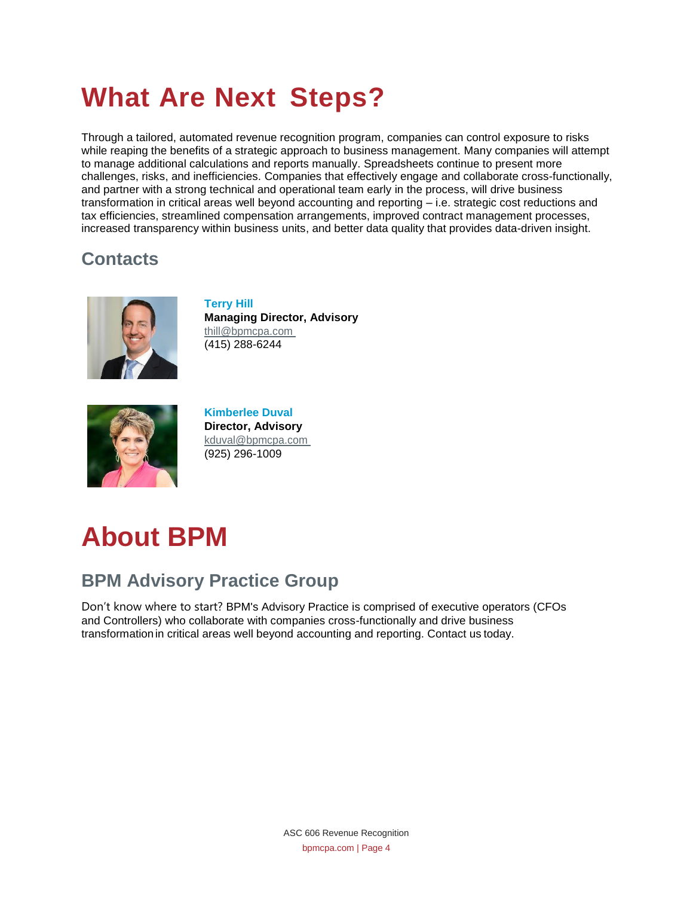# What Are Next Steps?

Through a tailored, automated revenue recognition program, companies can control exposure to risks while reaping the benefits of a strategic approach to business management. Many companies will attempt to manage additional calculations and reports manually. Spreadsheets continue to present more challenges, risks, and inefficiencies. Companies that effectively engage and collaborate cross-functionally, and partner with a strong technical and operational team early in the process, will drive business transformation in critical areas well beyond accounting and reporting – i.e. strategic cost reductions and tax efficiencies, streamlined compensation arrangements, improved contract management processes, increased transparency within business units, and better data quality that provides data-driven insight.

## Contacts

**Terry Hill**
**Managing Director, Advisory**
thill@bpmcpa.com
(415) 288-6244

**Kimberlee Duval**
**Director, Advisory**
kduval@bpmcpa.com
(925) 296-1009

# About BPM

## BPM Advisory Practice Group

Don't know where to start? BPM's Advisory Practice is comprised of executive operators (CFOs and Controllers) who collaborate with companies cross-functionally and drive business transformation in critical areas well beyond accounting and reporting. Contact us today.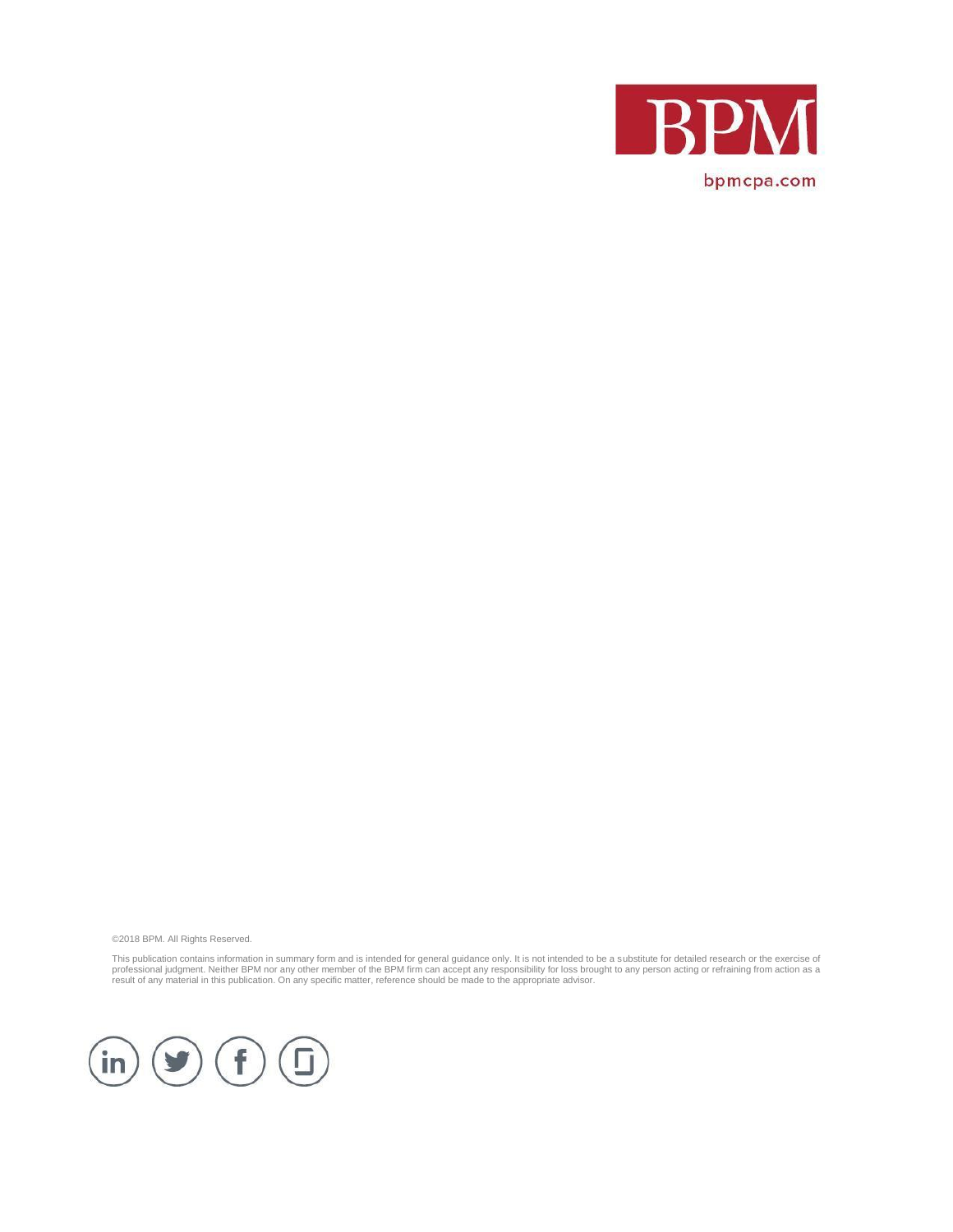BPM

bpmcpa.com

©2018 BPM. All Rights Reserved.

This publication contains information in summary form and is intended for general guidance only. It is not intended to be a substitute for detailed research or the exercise of professional judgment. Neither BPM nor any other member of the BPM firm can accept any responsibility for loss brought to any person acting or refraining from action as a result of any material in this publication. On any specific matter, reference should be made to the appropriate advisor.